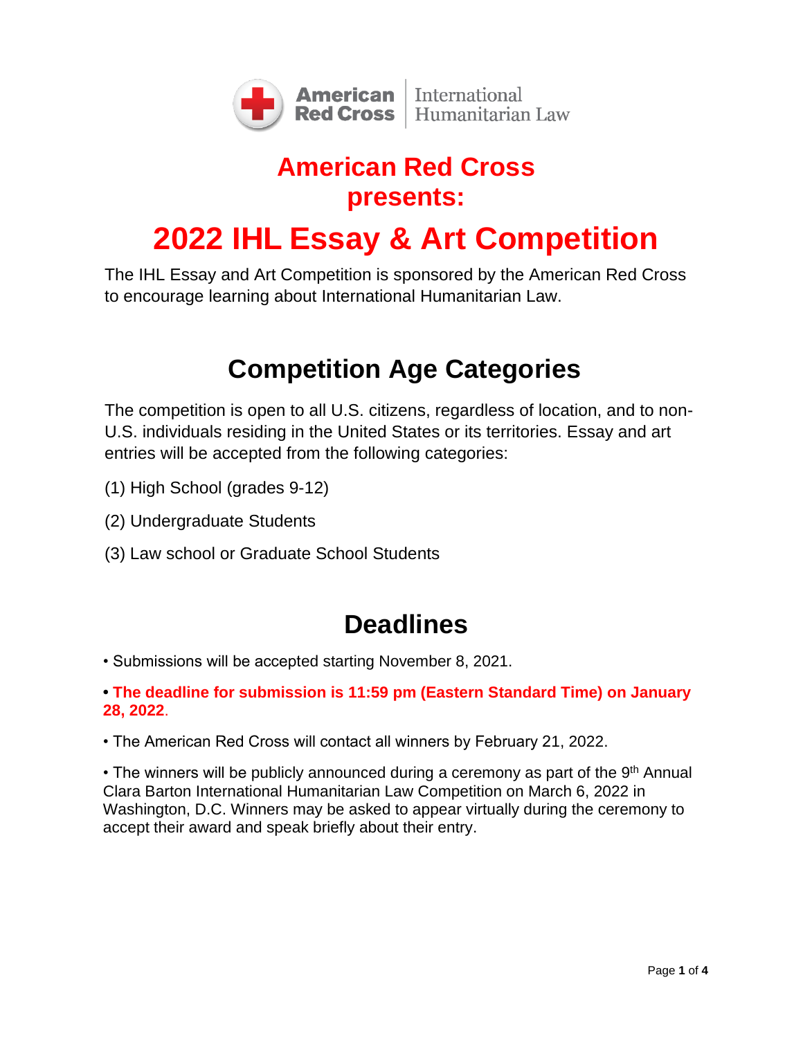American Red Cross | International Humanitarian Law

# American Red Cross presents:

# 2022 IHL Essay & Art Competition

The IHL Essay and Art Competition is sponsored by the American Red Cross to encourage learning about International Humanitarian Law.

## Competition Age Categories

The competition is open to all U.S. citizens, regardless of location, and to non-U.S. individuals residing in the United States or its territories. Essay and art entries will be accepted from the following categories:

(1) High School (grades 9-12)

(2) Undergraduate Students

(3) Law school or Graduate School Students

## Deadlines

- Submissions will be accepted starting November 8, 2021.
- **The deadline for submission is 11:59 pm (Eastern Standard Time) on January 28, 2022**.
- The American Red Cross will contact all winners by February 21, 2022.
- The winners will be publicly announced during a ceremony as part of the 9th Annual Clara Barton International Humanitarian Law Competition on March 6, 2022 in Washington, D.C. Winners may be asked to appear virtually during the ceremony to accept their award and speak briefly about their entry.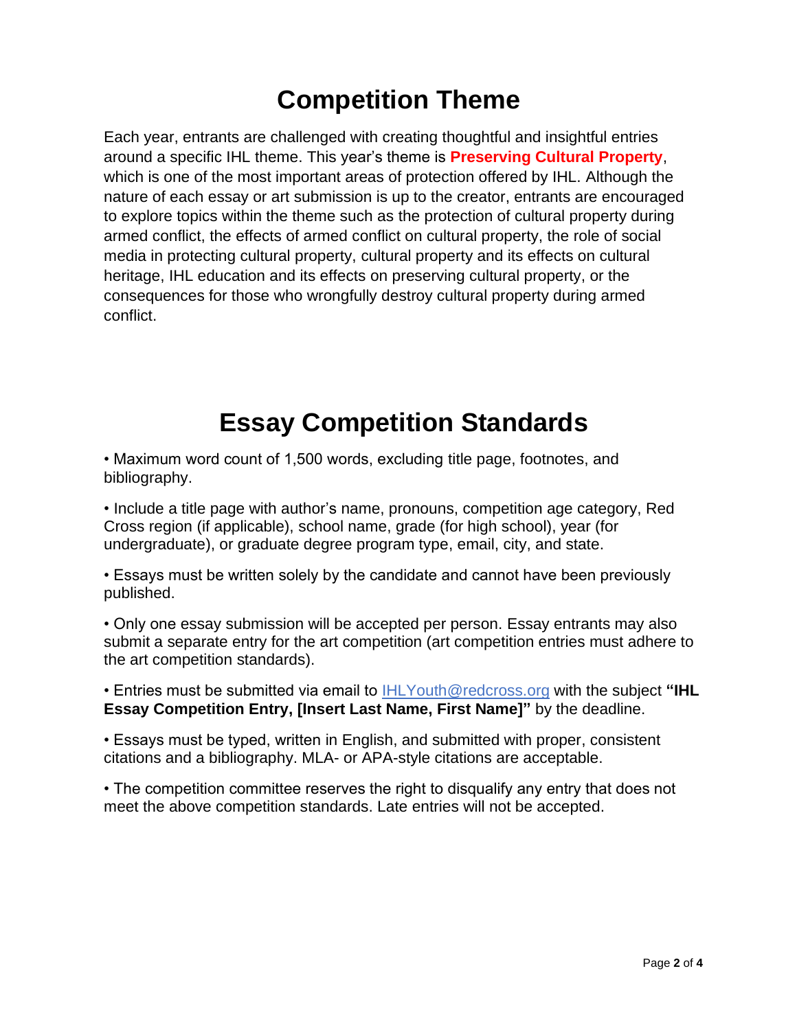# Competition Theme

Each year, entrants are challenged with creating thoughtful and insightful entries around a specific IHL theme. This year's theme is **Preserving Cultural Property**, which is one of the most important areas of protection offered by IHL. Although the nature of each essay or art submission is up to the creator, entrants are encouraged to explore topics within the theme such as the protection of cultural property during armed conflict, the effects of armed conflict on cultural property, the role of social media in protecting cultural property, cultural property and its effects on cultural heritage, IHL education and its effects on preserving cultural property, or the consequences for those who wrongfully destroy cultural property during armed conflict.

# Essay Competition Standards

- Maximum word count of 1,500 words, excluding title page, footnotes, and bibliography.
- Include a title page with author's name, pronouns, competition age category, Red Cross region (if applicable), school name, grade (for high school), year (for undergraduate), or graduate degree program type, email, city, and state.
- Essays must be written solely by the candidate and cannot have been previously published.
- Only one essay submission will be accepted per person. Essay entrants may also submit a separate entry for the art competition (art competition entries must adhere to the art competition standards).
- Entries must be submitted via email to IHLYouth@redcross.org with the subject **"IHL Essay Competition Entry, [Insert Last Name, First Name]"** by the deadline.
- Essays must be typed, written in English, and submitted with proper, consistent citations and a bibliography. MLA- or APA-style citations are acceptable.
- The competition committee reserves the right to disqualify any entry that does not meet the above competition standards. Late entries will not be accepted.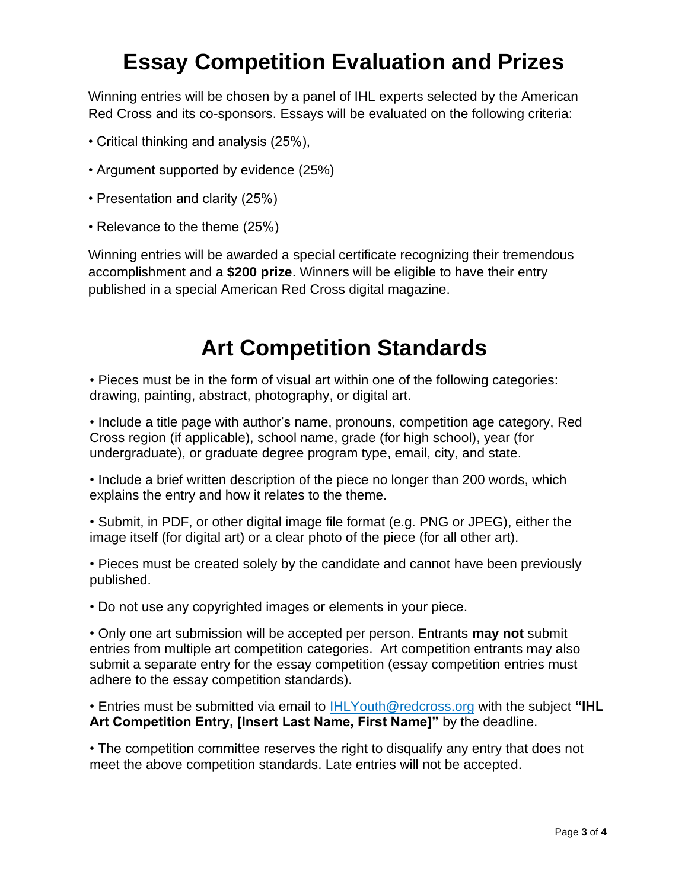# Essay Competition Evaluation and Prizes

Winning entries will be chosen by a panel of IHL experts selected by the American Red Cross and its co-sponsors. Essays will be evaluated on the following criteria:

• Critical thinking and analysis (25%),

• Argument supported by evidence (25%)

• Presentation and clarity (25%)

• Relevance to the theme (25%)

Winning entries will be awarded a special certificate recognizing their tremendous accomplishment and a **$200 prize**. Winners will be eligible to have their entry published in a special American Red Cross digital magazine.

# Art Competition Standards

• Pieces must be in the form of visual art within one of the following categories: drawing, painting, abstract, photography, or digital art.

• Include a title page with author's name, pronouns, competition age category, Red Cross region (if applicable), school name, grade (for high school), year (for undergraduate), or graduate degree program type, email, city, and state.

• Include a brief written description of the piece no longer than 200 words, which explains the entry and how it relates to the theme.

• Submit, in PDF, or other digital image file format (e.g. PNG or JPEG), either the image itself (for digital art) or a clear photo of the piece (for all other art).

• Pieces must be created solely by the candidate and cannot have been previously published.

• Do not use any copyrighted images or elements in your piece.

• Only one art submission will be accepted per person. Entrants **may not** submit entries from multiple art competition categories. Art competition entrants may also submit a separate entry for the essay competition (essay competition entries must adhere to the essay competition standards).

• Entries must be submitted via email to [IHLYouth@redcross.org](mailto:IHLYouth@redcross.org) with the subject **"IHL Art Competition Entry, [Insert Last Name, First Name]"** by the deadline.

• The competition committee reserves the right to disqualify any entry that does not meet the above competition standards. Late entries will not be accepted.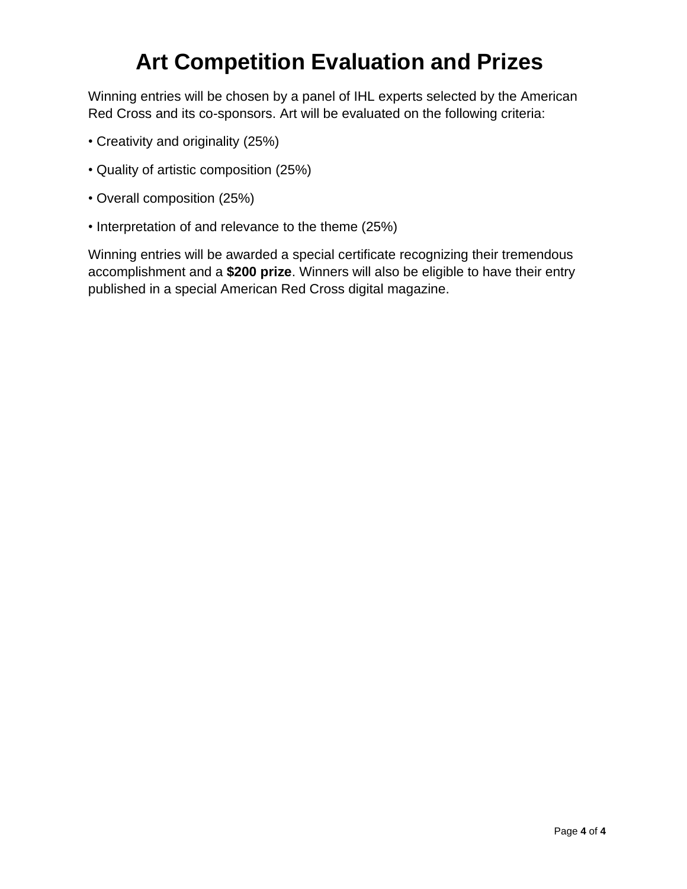# Art Competition Evaluation and Prizes

Winning entries will be chosen by a panel of IHL experts selected by the American Red Cross and its co-sponsors. Art will be evaluated on the following criteria:

- Creativity and originality (25%)
- Quality of artistic composition (25%)
- Overall composition (25%)
- Interpretation of and relevance to the theme (25%)

Winning entries will be awarded a special certificate recognizing their tremendous accomplishment and a **$200 prize**. Winners will also be eligible to have their entry published in a special American Red Cross digital magazine.